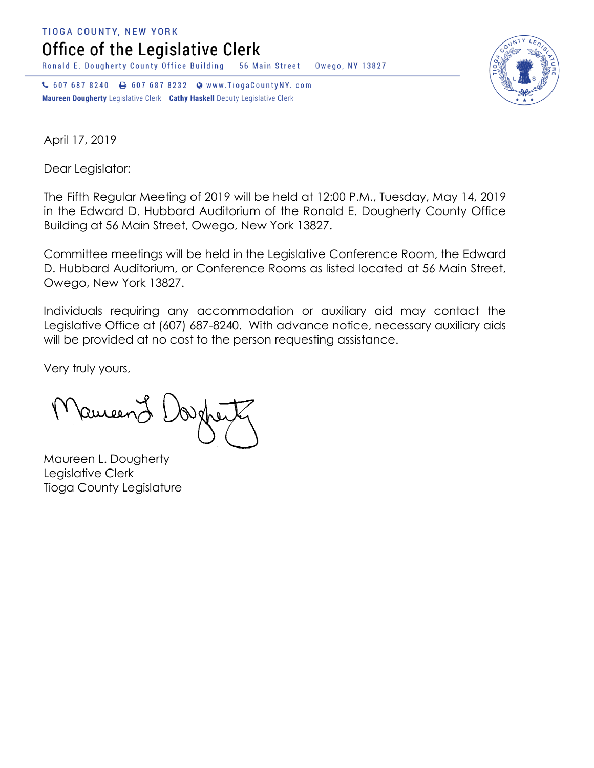TIOGA COUNTY, NEW YORK

# Office of the Legislative Clerk

Ronald E. Dougherty County Office Building 56 Main Street Owego, NY 13827

607 687 8240 607 687 8232 www.TiogaCountyNY. com

**Maureen Dougherty** Legislative Clerk **Cathy Haskell** Deputy Legislative Clerk

April 17, 2019

Dear Legislator:

The Fifth Regular Meeting of 2019 will be held at 12:00 P.M., Tuesday, May 14, 2019 in the Edward D. Hubbard Auditorium of the Ronald E. Dougherty County Office Building at 56 Main Street, Owego, New York 13827.

Committee meetings will be held in the Legislative Conference Room, the Edward D. Hubbard Auditorium, or Conference Rooms as listed located at 56 Main Street, Owego, New York 13827.

Individuals requiring any accommodation or auxiliary aid may contact the Legislative Office at (607) 687-8240. With advance notice, necessary auxiliary aids will be provided at no cost to the person requesting assistance.

Very truly yours,

Maureen L. Dougherty
Legislative Clerk
Tioga County Legislature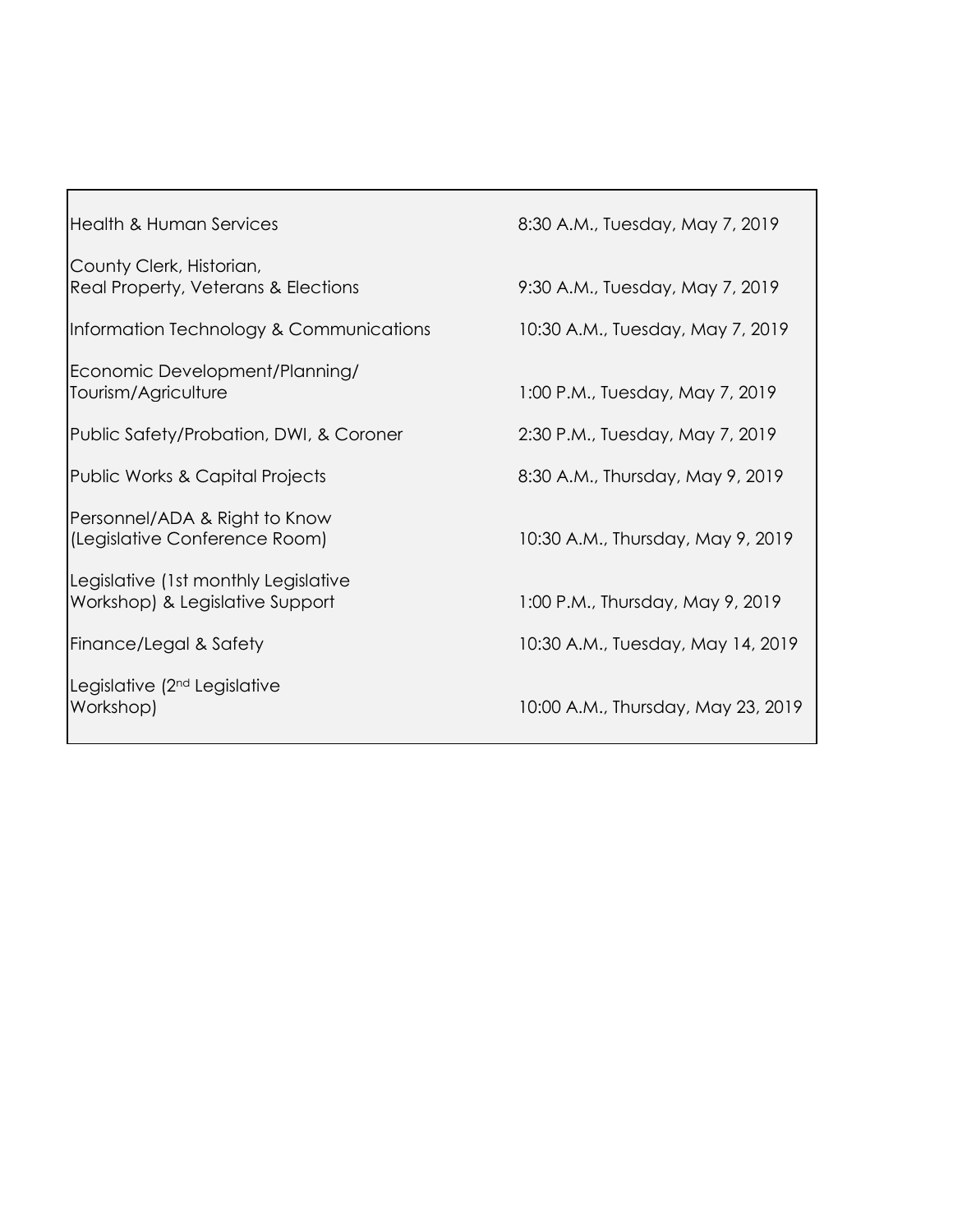| | |
|---|---|
| Health & Human Services | 8:30 A.M., Tuesday, May 7, 2019 |
| County Clerk, Historian, Real Property, Veterans & Elections | 9:30 A.M., Tuesday, May 7, 2019 |
| Information Technology & Communications | 10:30 A.M., Tuesday, May 7, 2019 |
| Economic Development/Planning/ Tourism/Agriculture | 1:00 P.M., Tuesday, May 7, 2019 |
| Public Safety/Probation, DWI, & Coroner | 2:30 P.M., Tuesday, May 7, 2019 |
| Public Works & Capital Projects | 8:30 A.M., Thursday, May 9, 2019 |
| Personnel/ADA & Right to Know (Legislative Conference Room) | 10:30 A.M., Thursday, May 9, 2019 |
| Legislative (1st monthly Legislative Workshop) & Legislative Support | 1:00 P.M., Thursday, May 9, 2019 |
| Finance/Legal & Safety | 10:30 A.M., Tuesday, May 14, 2019 |
| Legislative (2nd Legislative Workshop) | 10:00 A.M., Thursday, May 23, 2019 |